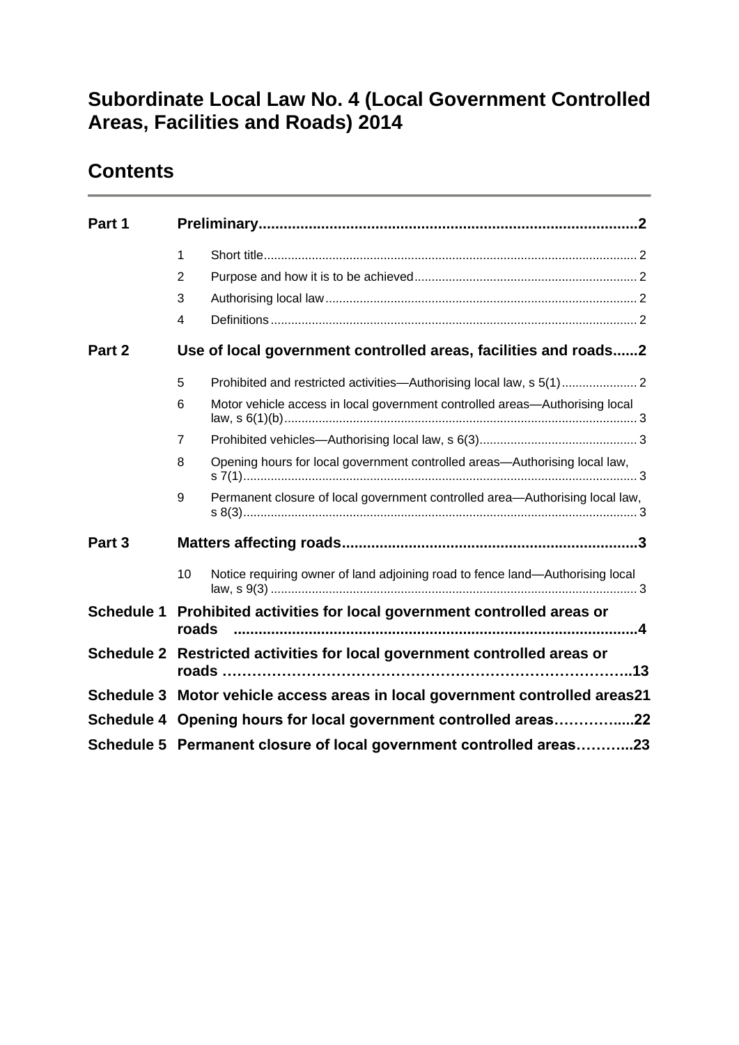# Subordinate Local Law No. 4 (Local Government Controlled Areas, Facilities and Roads) 2014

## Contents

**Part 1 Preliminary** ..... 2

1 Short title ..... 2
2 Purpose and how it is to be achieved ..... 2
3 Authorising local law ..... 2
4 Definitions ..... 2

**Part 2 Use of local government controlled areas, facilities and roads** ..... 2

5 Prohibited and restricted activities—Authorising local law, s 5(1) ..... 2
6 Motor vehicle access in local government controlled areas—Authorising local law, s 6(1)(b) ..... 3
7 Prohibited vehicles—Authorising local law, s 6(3) ..... 3
8 Opening hours for local government controlled areas—Authorising local law, s 7(1) ..... 3
9 Permanent closure of local government controlled area—Authorising local law, s 8(3) ..... 3

**Part 3 Matters affecting roads** ..... 3

10 Notice requiring owner of land adjoining road to fence land—Authorising local law, s 9(3) ..... 3

**Schedule 1 Prohibited activities for local government controlled areas or roads** ..... 4

**Schedule 2 Restricted activities for local government controlled areas or roads** ..... 13

**Schedule 3 Motor vehicle access areas in local government controlled areas** ..... 21

**Schedule 4 Opening hours for local government controlled areas** ..... 22

**Schedule 5 Permanent closure of local government controlled areas** ..... 23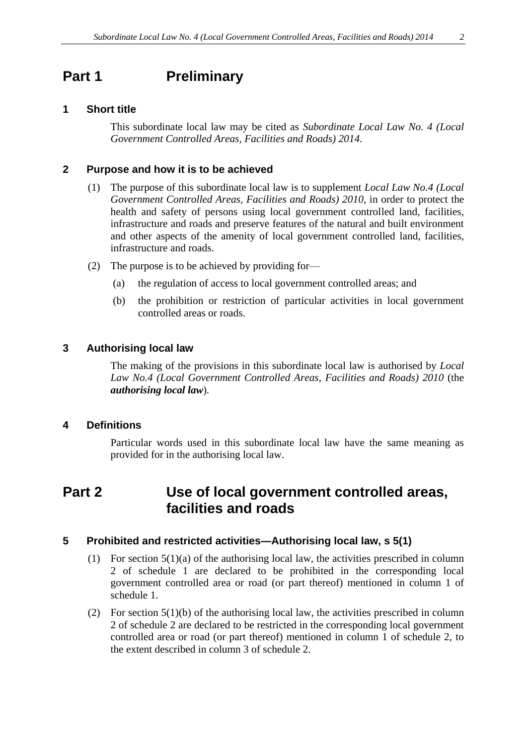# Part 1 Preliminary

## 1 Short title

This subordinate local law may be cited as *Subordinate Local Law No. 4 (Local Government Controlled Areas, Facilities and Roads) 2014.*

## 2 Purpose and how it is to be achieved

(1) The purpose of this subordinate local law is to supplement *Local Law No.4 (Local Government Controlled Areas, Facilities and Roads) 2010,* in order to protect the health and safety of persons using local government controlled land, facilities, infrastructure and roads and preserve features of the natural and built environment and other aspects of the amenity of local government controlled land, facilities, infrastructure and roads.

(2) The purpose is to be achieved by providing for—

(a) the regulation of access to local government controlled areas; and

(b) the prohibition or restriction of particular activities in local government controlled areas or roads.

## 3 Authorising local law

The making of the provisions in this subordinate local law is authorised by *Local Law No.4 (Local Government Controlled Areas, Facilities and Roads) 2010* (the ***authorising local law***).

## 4 Definitions

Particular words used in this subordinate local law have the same meaning as provided for in the authorising local law.

# Part 2 Use of local government controlled areas, facilities and roads

## 5 Prohibited and restricted activities—Authorising local law, s 5(1)

(1) For section 5(1)(a) of the authorising local law, the activities prescribed in column 2 of schedule 1 are declared to be prohibited in the corresponding local government controlled area or road (or part thereof) mentioned in column 1 of schedule 1.

(2) For section 5(1)(b) of the authorising local law, the activities prescribed in column 2 of schedule 2 are declared to be restricted in the corresponding local government controlled area or road (or part thereof) mentioned in column 1 of schedule 2, to the extent described in column 3 of schedule 2.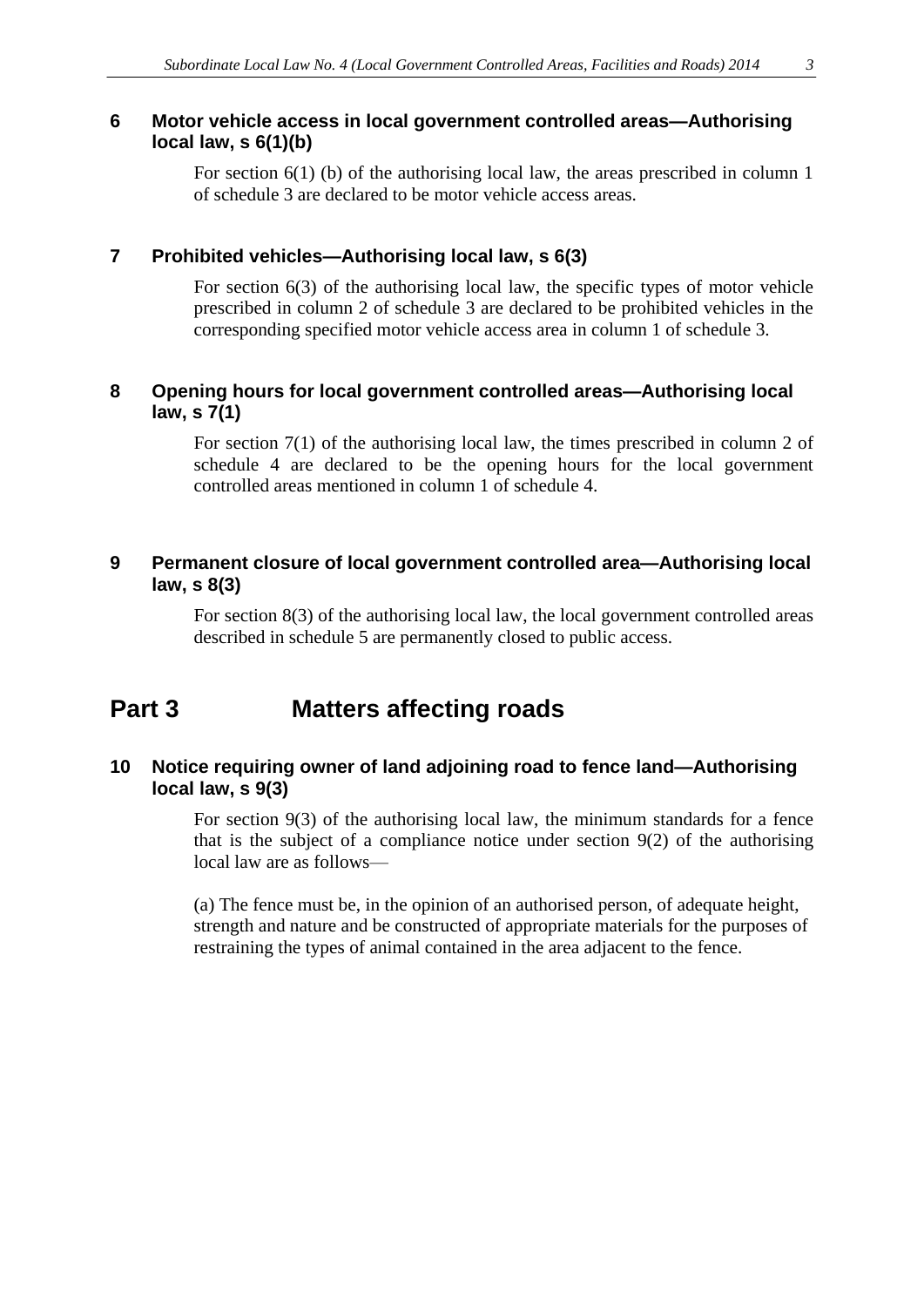### 6 Motor vehicle access in local government controlled areas—Authorising local law, s 6(1)(b)

For section 6(1) (b) of the authorising local law, the areas prescribed in column 1 of schedule 3 are declared to be motor vehicle access areas.

### 7 Prohibited vehicles—Authorising local law, s 6(3)

For section 6(3) of the authorising local law, the specific types of motor vehicle prescribed in column 2 of schedule 3 are declared to be prohibited vehicles in the corresponding specified motor vehicle access area in column 1 of schedule 3.

### 8 Opening hours for local government controlled areas—Authorising local law, s 7(1)

For section 7(1) of the authorising local law, the times prescribed in column 2 of schedule 4 are declared to be the opening hours for the local government controlled areas mentioned in column 1 of schedule 4.

### 9 Permanent closure of local government controlled area—Authorising local law, s 8(3)

For section 8(3) of the authorising local law, the local government controlled areas described in schedule 5 are permanently closed to public access.

## Part 3 Matters affecting roads

### 10 Notice requiring owner of land adjoining road to fence land—Authorising local law, s 9(3)

For section 9(3) of the authorising local law, the minimum standards for a fence that is the subject of a compliance notice under section 9(2) of the authorising local law are as follows—

(a) The fence must be, in the opinion of an authorised person, of adequate height, strength and nature and be constructed of appropriate materials for the purposes of restraining the types of animal contained in the area adjacent to the fence.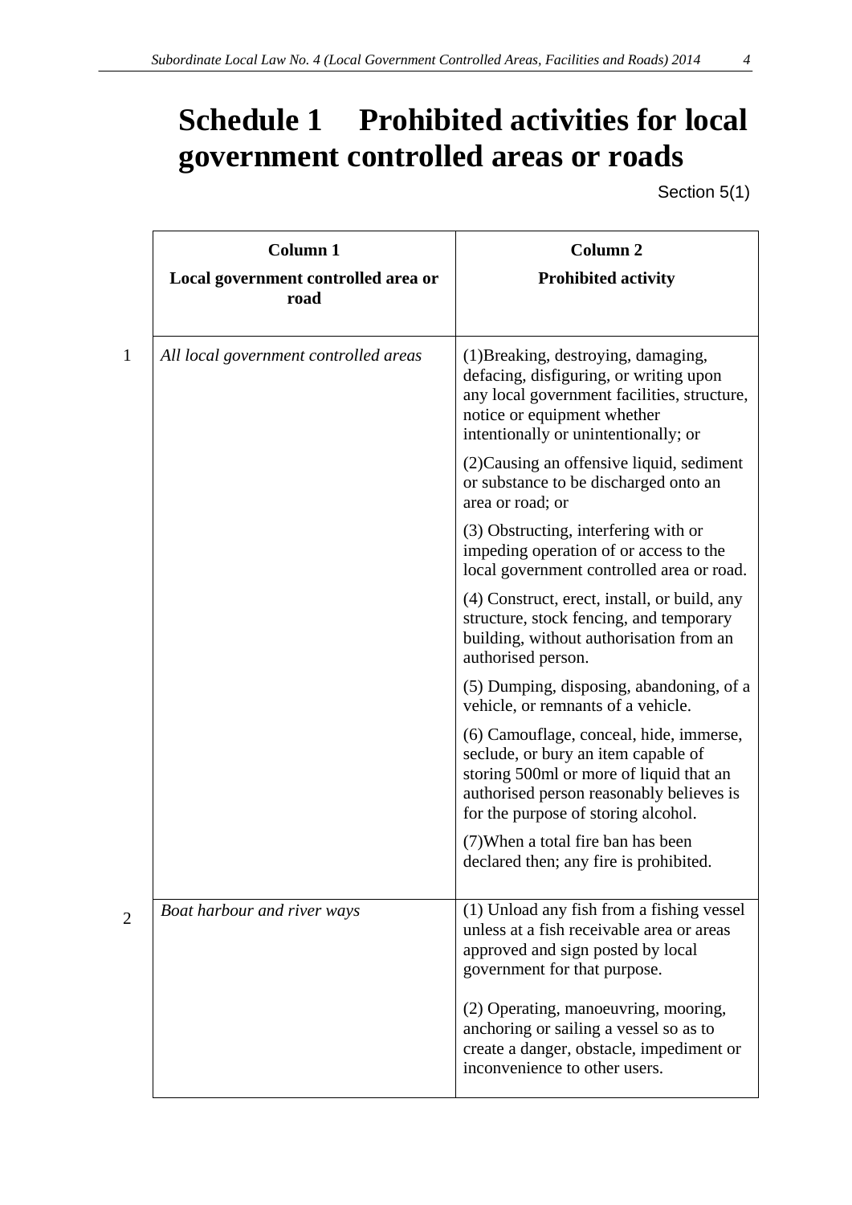# Schedule 1 Prohibited activities for local government controlled areas or roads

Section 5(1)

| | Column 1<br>Local government controlled area or road | Column 2<br>Prohibited activity |
|---|---|---|
| 1 | *All local government controlled areas* | (1)Breaking, destroying, damaging, defacing, disfiguring, or writing upon any local government facilities, structure, notice or equipment whether intentionally or unintentionally; or<br><br>(2)Causing an offensive liquid, sediment or substance to be discharged onto an area or road; or<br><br>(3) Obstructing, interfering with or impeding operation of or access to the local government controlled area or road.<br><br>(4) Construct, erect, install, or build, any structure, stock fencing, and temporary building, without authorisation from an authorised person.<br><br>(5) Dumping, disposing, abandoning, of a vehicle, or remnants of a vehicle.<br><br>(6) Camouflage, conceal, hide, immerse, seclude, or bury an item capable of storing 500ml or more of liquid that an authorised person reasonably believes is for the purpose of storing alcohol.<br><br>(7)When a total fire ban has been declared then; any fire is prohibited. |
| 2 | *Boat harbour and river ways* | (1) Unload any fish from a fishing vessel unless at a fish receivable area or areas approved and sign posted by local government for that purpose.<br><br>(2) Operating, manoeuvring, mooring, anchoring or sailing a vessel so as to create a danger, obstacle, impediment or inconvenience to other users. |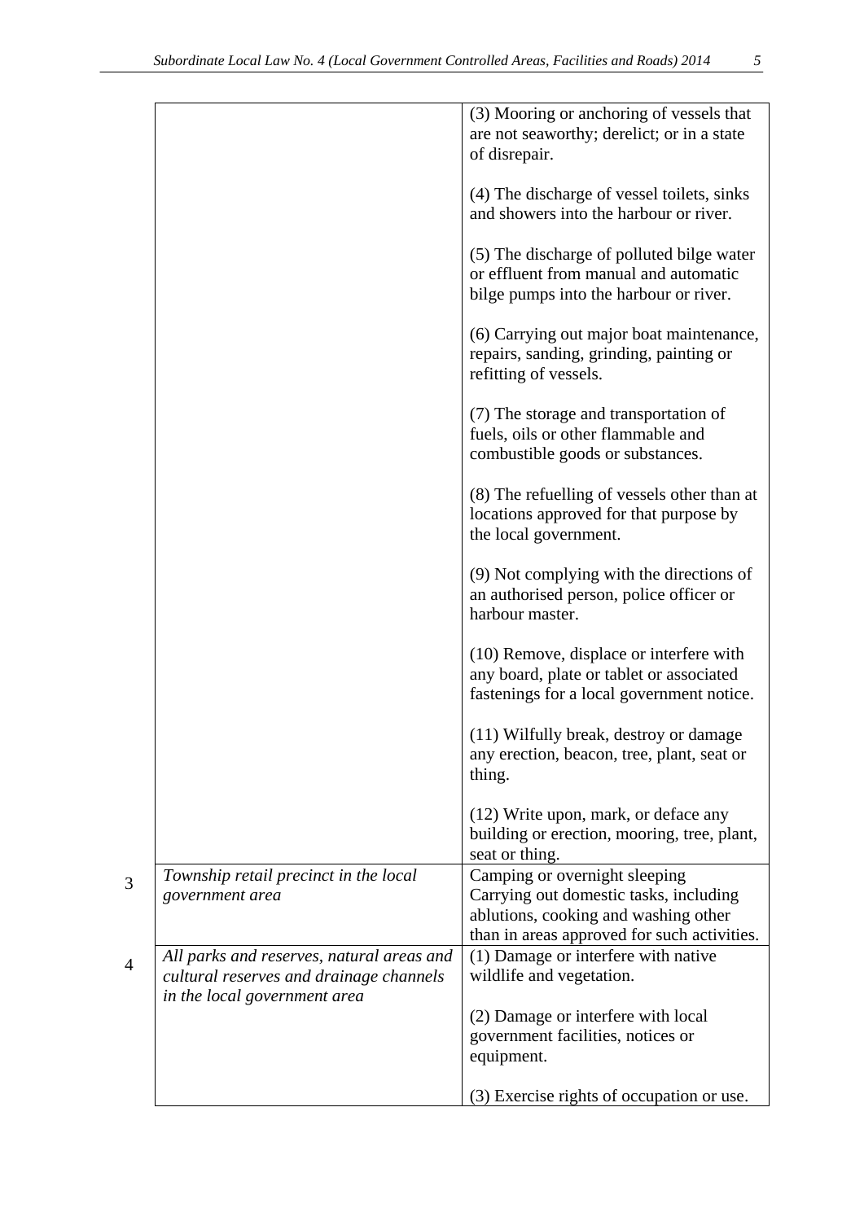| | | |
|---|---|---|
| | | (3) Mooring or anchoring of vessels that are not seaworthy; derelict; or in a state of disrepair.<br><br>(4) The discharge of vessel toilets, sinks and showers into the harbour or river.<br><br>(5) The discharge of polluted bilge water or effluent from manual and automatic bilge pumps into the harbour or river.<br><br>(6) Carrying out major boat maintenance, repairs, sanding, grinding, painting or refitting of vessels.<br><br>(7) The storage and transportation of fuels, oils or other flammable and combustible goods or substances.<br><br>(8) The refuelling of vessels other than at locations approved for that purpose by the local government.<br><br>(9) Not complying with the directions of an authorised person, police officer or harbour master.<br><br>(10) Remove, displace or interfere with any board, plate or tablet or associated fastenings for a local government notice.<br><br>(11) Wilfully break, destroy or damage any erection, beacon, tree, plant, seat or thing.<br><br>(12) Write upon, mark, or deface any building or erection, mooring, tree, plant, seat or thing. |
| 3 | *Township retail precinct in the local government area* | Camping or overnight sleeping<br>Carrying out domestic tasks, including ablutions, cooking and washing other than in areas approved for such activities. |
| 4 | *All parks and reserves, natural areas and cultural reserves and drainage channels in the local government area* | (1) Damage or interfere with native wildlife and vegetation.<br><br>(2) Damage or interfere with local government facilities, notices or equipment.<br><br>(3) Exercise rights of occupation or use. |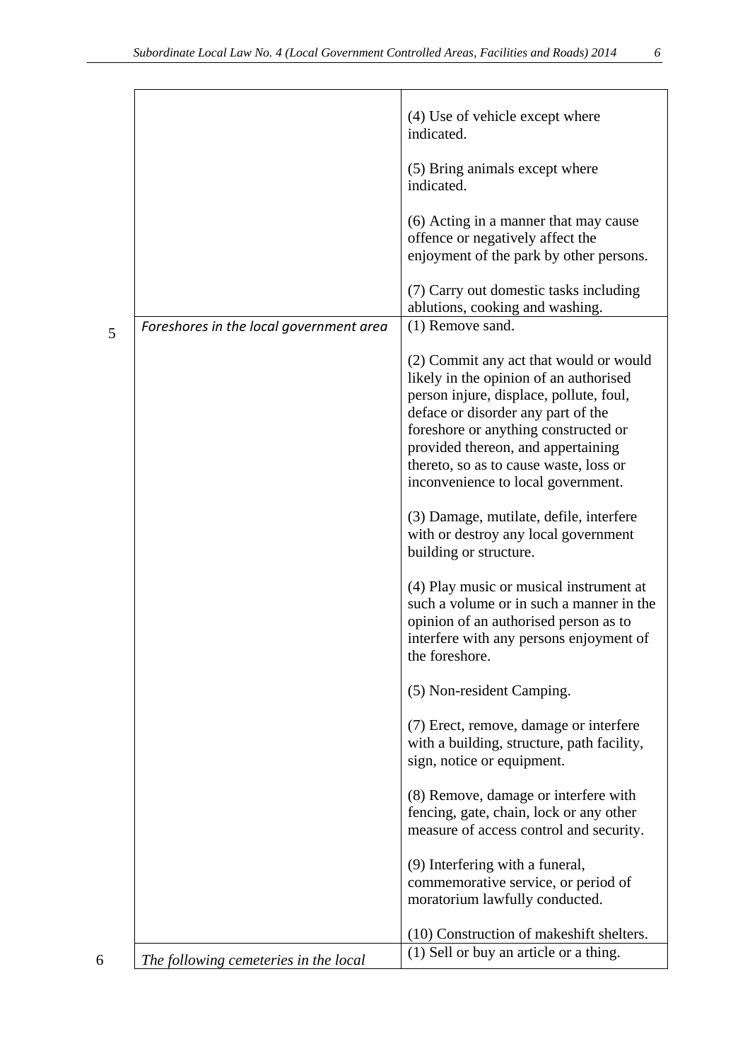| | | |
|---|---|---|
| | | (4) Use of vehicle except where indicated.<br><br>(5) Bring animals except where indicated.<br><br>(6) Acting in a manner that may cause offence or negatively affect the enjoyment of the park by other persons.<br><br>(7) Carry out domestic tasks including ablutions, cooking and washing. |
| 5 | *Foreshores in the local government area* | (1) Remove sand.<br><br>(2) Commit any act that would or would likely in the opinion of an authorised person injure, displace, pollute, foul, deface or disorder any part of the foreshore or anything constructed or provided thereon, and appertaining thereto, so as to cause waste, loss or inconvenience to local government.<br><br>(3) Damage, mutilate, defile, interfere with or destroy any local government building or structure.<br><br>(4) Play music or musical instrument at such a volume or in such a manner in the opinion of an authorised person as to interfere with any persons enjoyment of the foreshore.<br><br>(5) Non-resident Camping.<br><br>(7) Erect, remove, damage or interfere with a building, structure, path facility, sign, notice or equipment.<br><br>(8) Remove, damage or interfere with fencing, gate, chain, lock or any other measure of access control and security.<br><br>(9) Interfering with a funeral, commemorative service, or period of moratorium lawfully conducted.<br><br>(10) Construction of makeshift shelters. |
| 6 | *The following cemeteries in the local* | (1) Sell or buy an article or a thing. |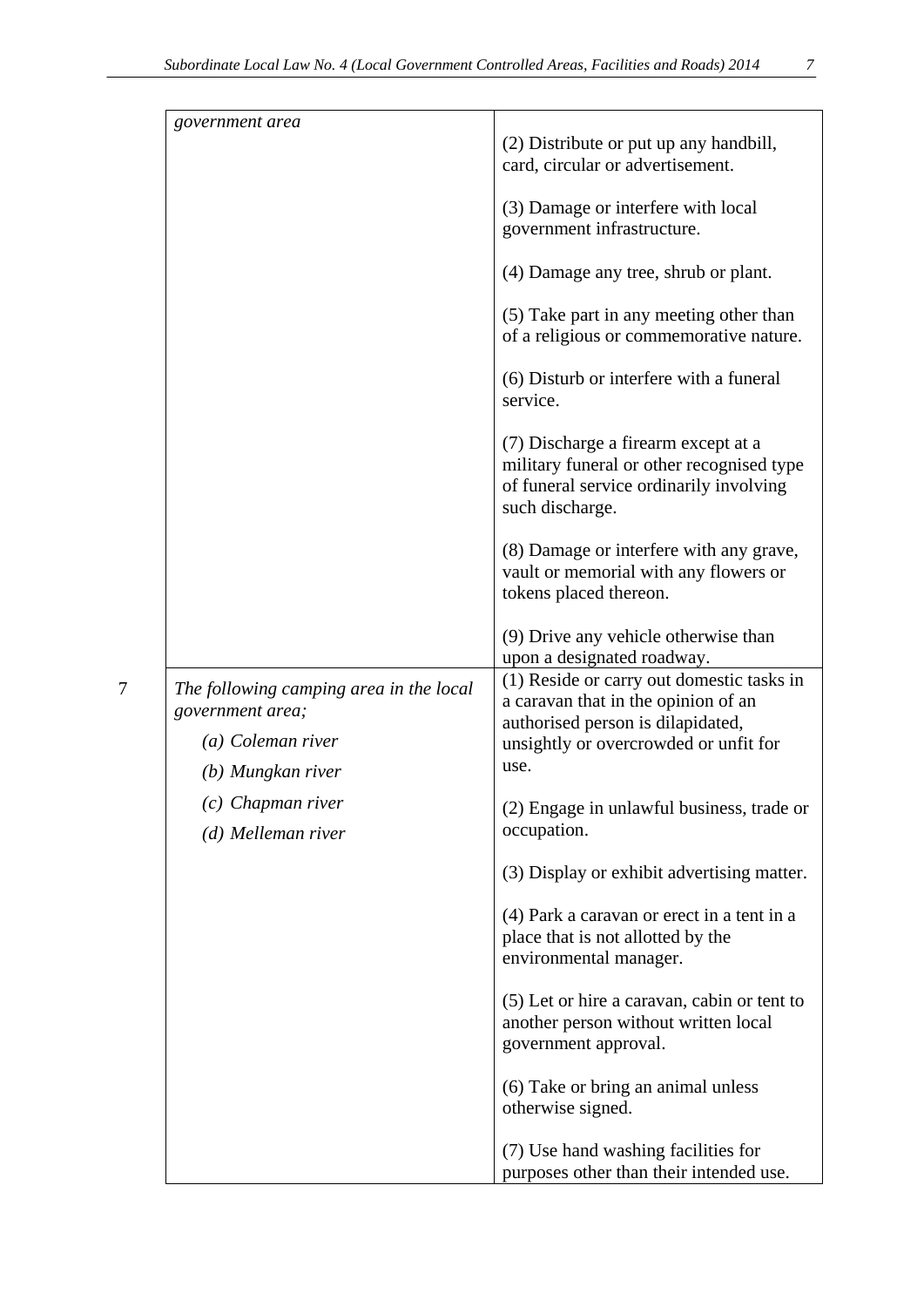| | | |
|---|---|---|
| | *government area* | (2) Distribute or put up any handbill, card, circular or advertisement.<br><br>(3) Damage or interfere with local government infrastructure.<br><br>(4) Damage any tree, shrub or plant.<br><br>(5) Take part in any meeting other than of a religious or commemorative nature.<br><br>(6) Disturb or interfere with a funeral service.<br><br>(7) Discharge a firearm except at a military funeral or other recognised type of funeral service ordinarily involving such discharge.<br><br>(8) Damage or interfere with any grave, vault or memorial with any flowers or tokens placed thereon.<br><br>(9) Drive any vehicle otherwise than upon a designated roadway. |
| 7 | *The following camping area in the local government area;*<br><br>*(a) Coleman river*<br><br>*(b) Mungkan river*<br><br>*(c) Chapman river*<br><br>*(d) Melleman river* | (1) Reside or carry out domestic tasks in a caravan that in the opinion of an authorised person is dilapidated, unsightly or overcrowded or unfit for use.<br><br>(2) Engage in unlawful business, trade or occupation.<br><br>(3) Display or exhibit advertising matter.<br><br>(4) Park a caravan or erect in a tent in a place that is not allotted by the environmental manager.<br><br>(5) Let or hire a caravan, cabin or tent to another person without written local government approval.<br><br>(6) Take or bring an animal unless otherwise signed.<br><br>(7) Use hand washing facilities for purposes other than their intended use. |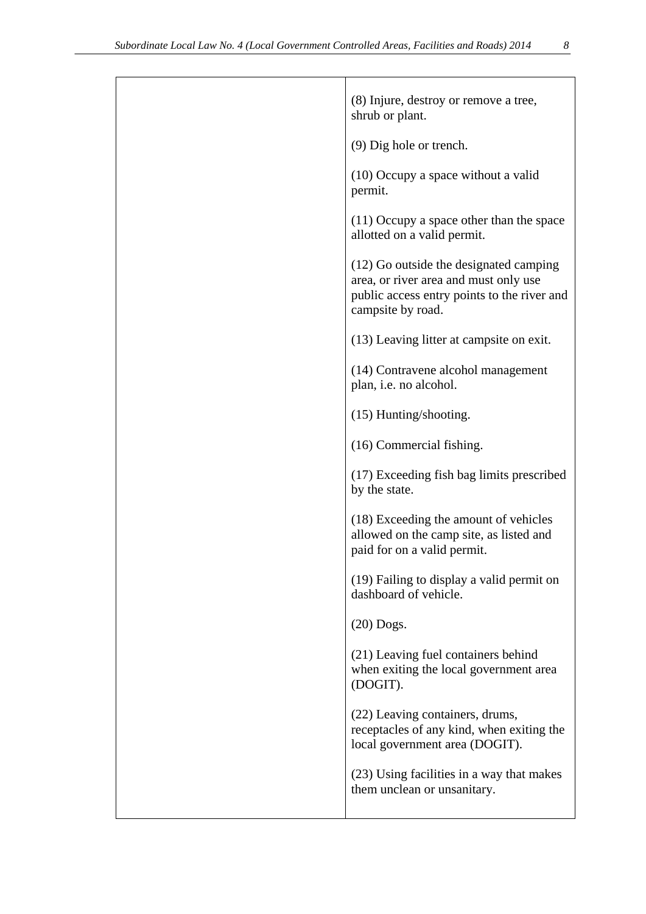| | |
|---|---|
| | (8) Injure, destroy or remove a tree, shrub or plant.<br><br>(9) Dig hole or trench.<br><br>(10) Occupy a space without a valid permit.<br><br>(11) Occupy a space other than the space allotted on a valid permit.<br><br>(12) Go outside the designated camping area, or river area and must only use public access entry points to the river and campsite by road.<br><br>(13) Leaving litter at campsite on exit.<br><br>(14) Contravene alcohol management plan, i.e. no alcohol.<br><br>(15) Hunting/shooting.<br><br>(16) Commercial fishing.<br><br>(17) Exceeding fish bag limits prescribed by the state.<br><br>(18) Exceeding the amount of vehicles allowed on the camp site, as listed and paid for on a valid permit.<br><br>(19) Failing to display a valid permit on dashboard of vehicle.<br><br>(20) Dogs.<br><br>(21) Leaving fuel containers behind when exiting the local government area (DOGIT).<br><br>(22) Leaving containers, drums, receptacles of any kind, when exiting the local government area (DOGIT).<br><br>(23) Using facilities in a way that makes them unclean or unsanitary. |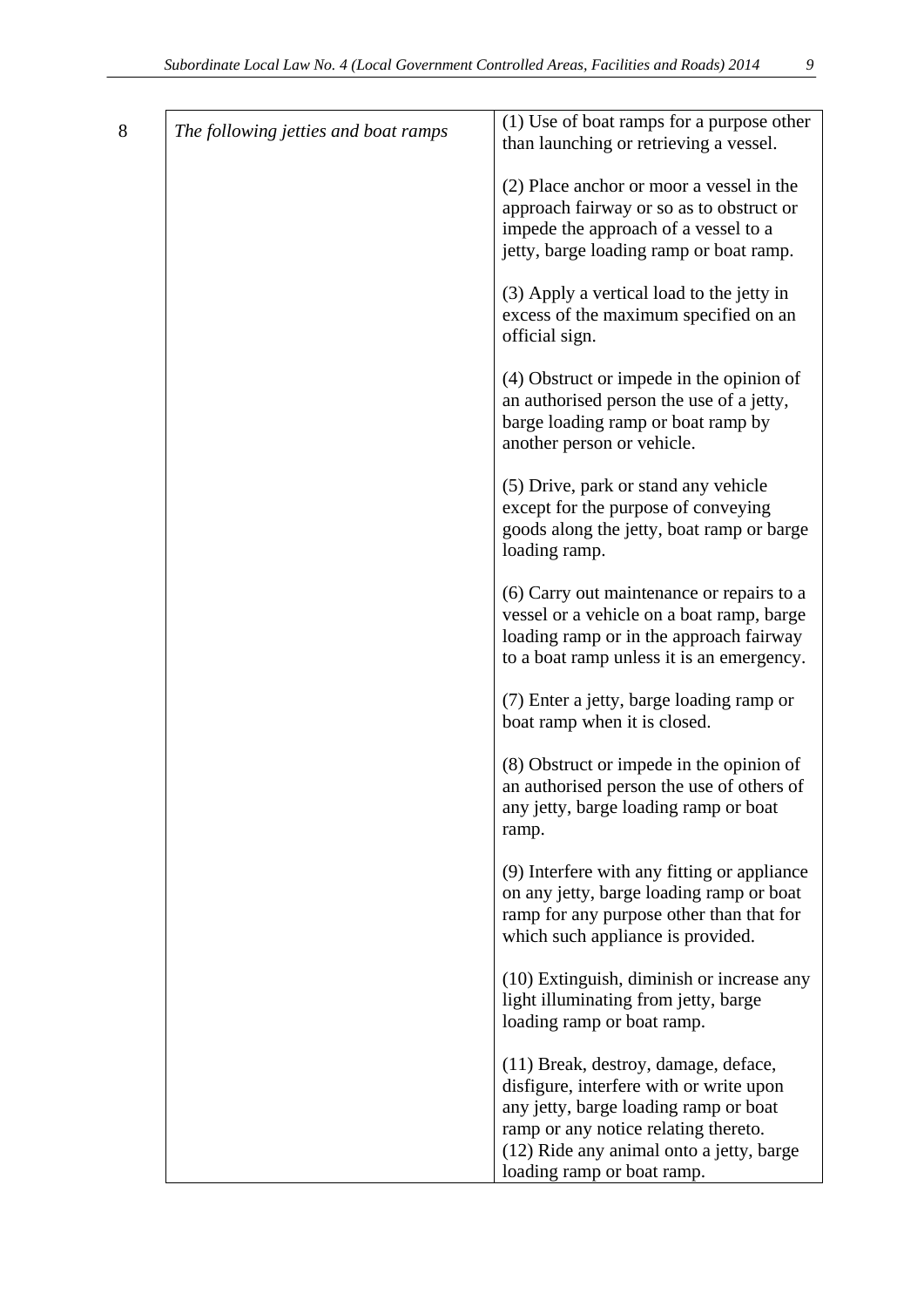| 8 | *The following jetties and boat ramps* | (1) Use of boat ramps for a purpose other than launching or retrieving a vessel.<br><br>(2) Place anchor or moor a vessel in the approach fairway or so as to obstruct or impede the approach of a vessel to a jetty, barge loading ramp or boat ramp.<br><br>(3) Apply a vertical load to the jetty in excess of the maximum specified on an official sign.<br><br>(4) Obstruct or impede in the opinion of an authorised person the use of a jetty, barge loading ramp or boat ramp by another person or vehicle.<br><br>(5) Drive, park or stand any vehicle except for the purpose of conveying goods along the jetty, boat ramp or barge loading ramp.<br><br>(6) Carry out maintenance or repairs to a vessel or a vehicle on a boat ramp, barge loading ramp or in the approach fairway to a boat ramp unless it is an emergency.<br><br>(7) Enter a jetty, barge loading ramp or boat ramp when it is closed.<br><br>(8) Obstruct or impede in the opinion of an authorised person the use of others of any jetty, barge loading ramp or boat ramp.<br><br>(9) Interfere with any fitting or appliance on any jetty, barge loading ramp or boat ramp for any purpose other than that for which such appliance is provided.<br><br>(10) Extinguish, diminish or increase any light illuminating from jetty, barge loading ramp or boat ramp.<br><br>(11) Break, destroy, damage, deface, disfigure, interfere with or write upon any jetty, barge loading ramp or boat ramp or any notice relating thereto.<br>(12) Ride any animal onto a jetty, barge loading ramp or boat ramp. |
|---|---|---|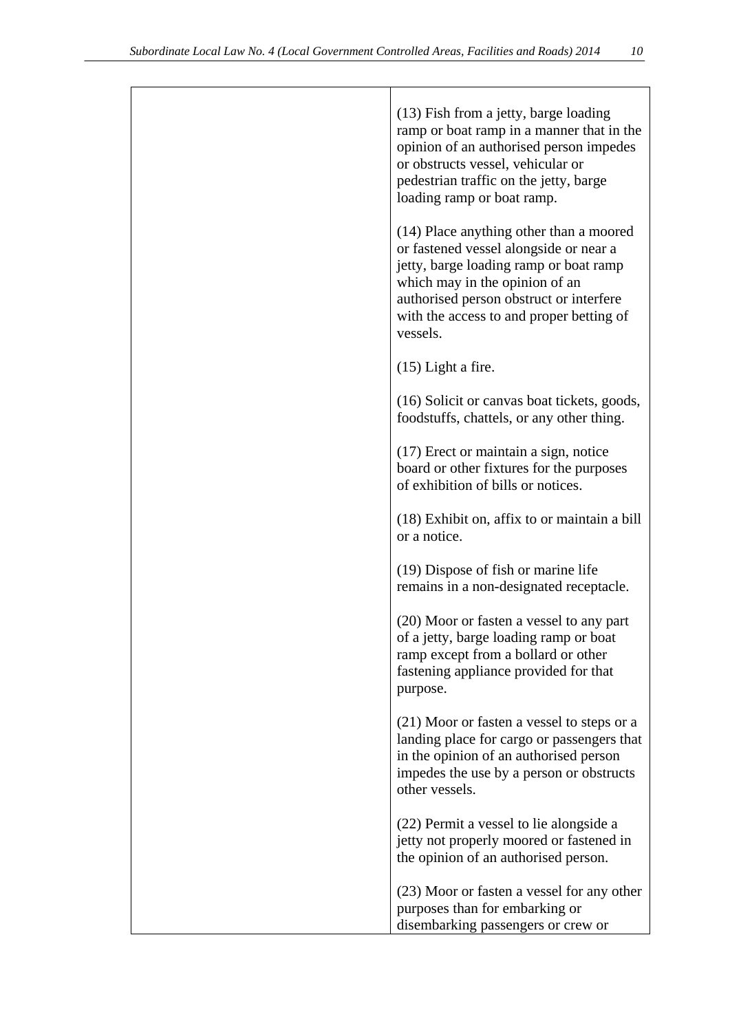|  |  |
|---|---|
|  | (13) Fish from a jetty, barge loading ramp or boat ramp in a manner that in the opinion of an authorised person impedes or obstructs vessel, vehicular or pedestrian traffic on the jetty, barge loading ramp or boat ramp.<br><br>(14) Place anything other than a moored or fastened vessel alongside or near a jetty, barge loading ramp or boat ramp which may in the opinion of an authorised person obstruct or interfere with the access to and proper betting of vessels.<br><br>(15) Light a fire.<br><br>(16) Solicit or canvas boat tickets, goods, foodstuffs, chattels, or any other thing.<br><br>(17) Erect or maintain a sign, notice board or other fixtures for the purposes of exhibition of bills or notices.<br><br>(18) Exhibit on, affix to or maintain a bill or a notice.<br><br>(19) Dispose of fish or marine life remains in a non-designated receptacle.<br><br>(20) Moor or fasten a vessel to any part of a jetty, barge loading ramp or boat ramp except from a bollard or other fastening appliance provided for that purpose.<br><br>(21) Moor or fasten a vessel to steps or a landing place for cargo or passengers that in the opinion of an authorised person impedes the use by a person or obstructs other vessels.<br><br>(22) Permit a vessel to lie alongside a jetty not properly moored or fastened in the opinion of an authorised person.<br><br>(23) Moor or fasten a vessel for any other purposes than for embarking or disembarking passengers or crew or |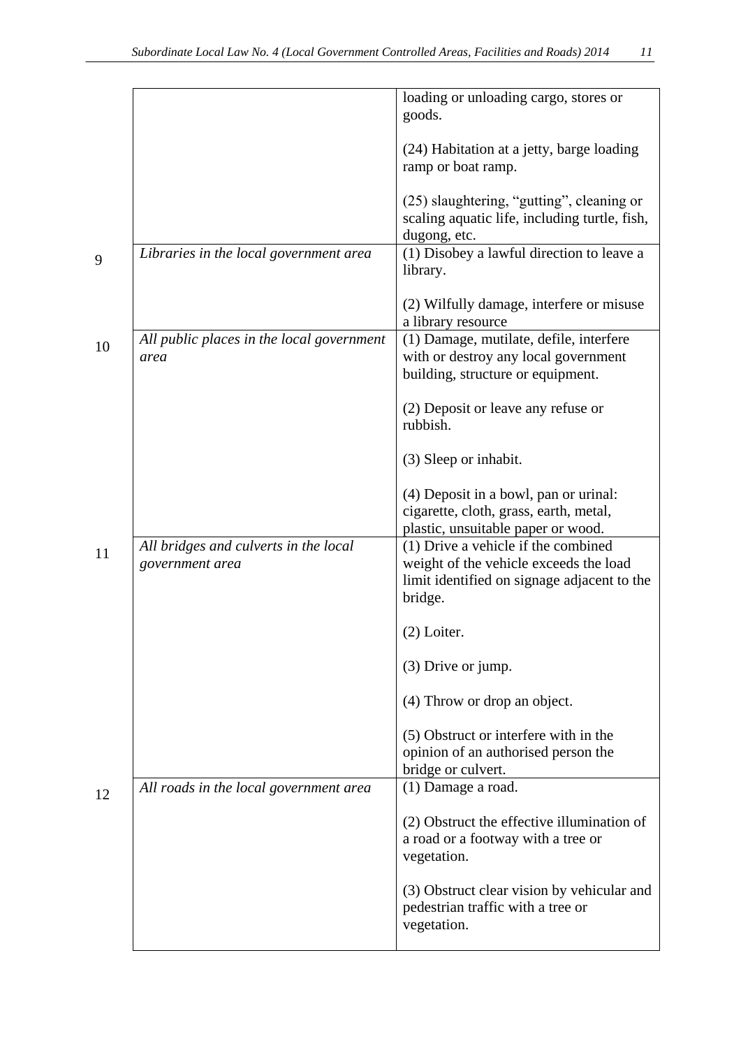| | | |
|---|---|---|
| | | loading or unloading cargo, stores or goods.<br><br>(24) Habitation at a jetty, barge loading ramp or boat ramp.<br><br>(25) slaughtering, “gutting”, cleaning or scaling aquatic life, including turtle, fish, dugong, etc. |
| 9 | *Libraries in the local government area* | (1) Disobey a lawful direction to leave a library.<br><br>(2) Wilfully damage, interfere or misuse a library resource |
| 10 | *All public places in the local government area* | (1) Damage, mutilate, defile, interfere with or destroy any local government building, structure or equipment.<br><br>(2) Deposit or leave any refuse or rubbish.<br><br>(3) Sleep or inhabit.<br><br>(4) Deposit in a bowl, pan or urinal: cigarette, cloth, grass, earth, metal, plastic, unsuitable paper or wood. |
| 11 | *All bridges and culverts in the local government area* | (1) Drive a vehicle if the combined weight of the vehicle exceeds the load limit identified on signage adjacent to the bridge.<br><br>(2) Loiter.<br><br>(3) Drive or jump.<br><br>(4) Throw or drop an object.<br><br>(5) Obstruct or interfere with in the opinion of an authorised person the bridge or culvert. |
| 12 | *All roads in the local government area* | (1) Damage a road.<br><br>(2) Obstruct the effective illumination of a road or a footway with a tree or vegetation.<br><br>(3) Obstruct clear vision by vehicular and pedestrian traffic with a tree or vegetation. |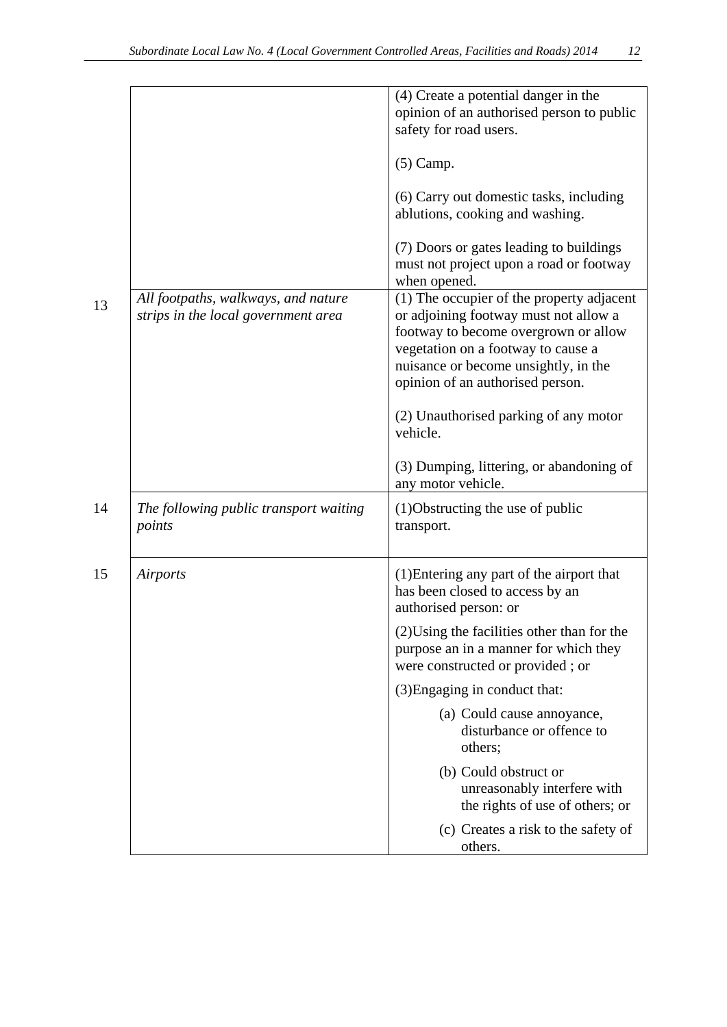| | | |
|---|---|---|
| | | (4) Create a potential danger in the opinion of an authorised person to public safety for road users.<br><br>(5) Camp.<br><br>(6) Carry out domestic tasks, including ablutions, cooking and washing.<br><br>(7) Doors or gates leading to buildings must not project upon a road or footway when opened. |
| 13 | *All footpaths, walkways, and nature strips in the local government area* | (1) The occupier of the property adjacent or adjoining footway must not allow a footway to become overgrown or allow vegetation on a footway to cause a nuisance or become unsightly, in the opinion of an authorised person.<br><br>(2) Unauthorised parking of any motor vehicle.<br><br>(3) Dumping, littering, or abandoning of any motor vehicle. |
| 14 | *The following public transport waiting points* | (1)Obstructing the use of public transport. |
| 15 | *Airports* | (1)Entering any part of the airport that has been closed to access by an authorised person: or<br><br>(2)Using the facilities other than for the purpose an in a manner for which they were constructed or provided ; or<br><br>(3)Engaging in conduct that:<br><br>(a) Could cause annoyance, disturbance or offence to others;<br><br>(b) Could obstruct or unreasonably interfere with the rights of use of others; or<br><br>(c) Creates a risk to the safety of others. |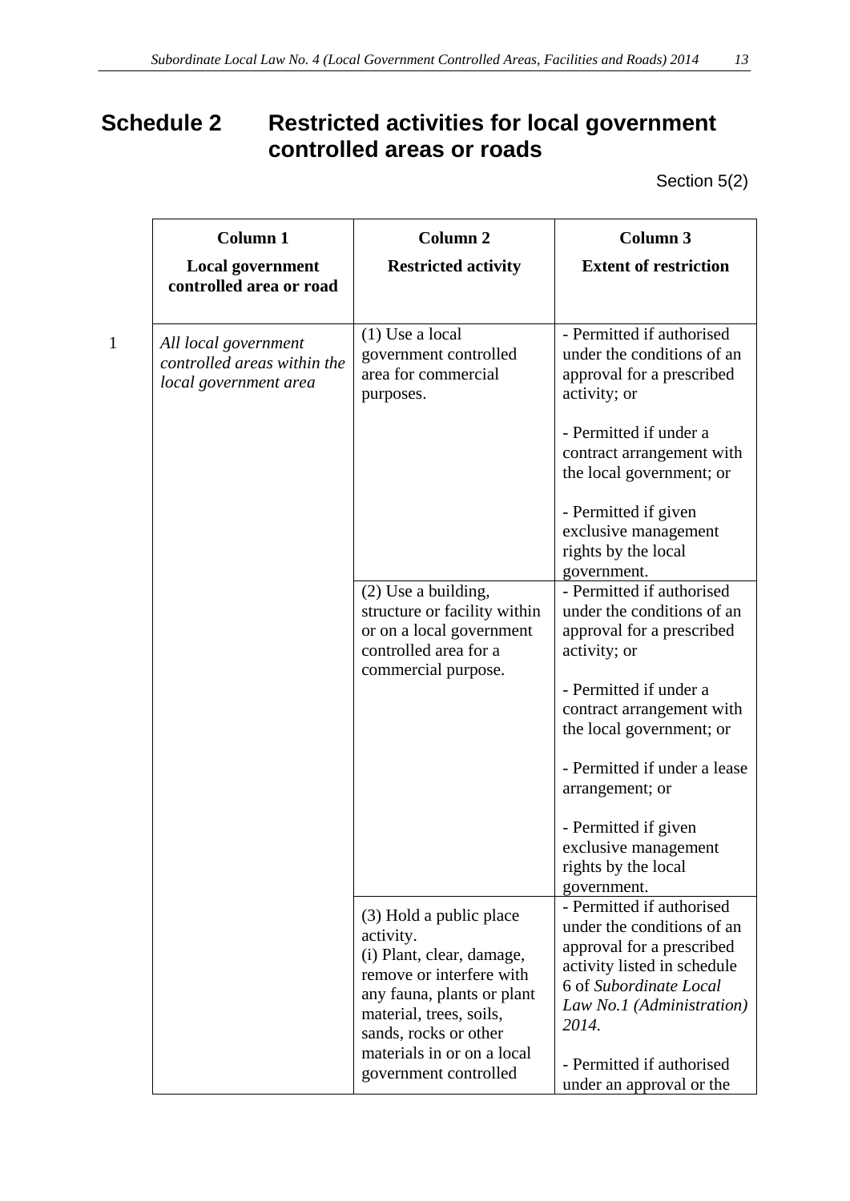# Schedule 2 Restricted activities for local government controlled areas or roads

Section 5(2)

| | Column 1<br>Local government controlled area or road | Column 2<br>Restricted activity | Column 3<br>Extent of restriction |
|---|---|---|---|
| 1 | *All local government controlled areas within the local government area* | (1) Use a local government controlled area for commercial purposes. | - Permitted if authorised under the conditions of an approval for a prescribed activity; or<br><br>- Permitted if under a contract arrangement with the local government; or<br><br>- Permitted if given exclusive management rights by the local government. |
| | | (2) Use a building, structure or facility within or on a local government controlled area for a commercial purpose. | - Permitted if authorised under the conditions of an approval for a prescribed activity; or<br><br>- Permitted if under a contract arrangement with the local government; or<br><br>- Permitted if under a lease arrangement; or<br><br>- Permitted if given exclusive management rights by the local government. |
| | | (3) Hold a public place activity.<br>(i) Plant, clear, damage, remove or interfere with any fauna, plants or plant material, trees, soils, sands, rocks or other materials in or on a local government controlled | - Permitted if authorised under the conditions of an approval for a prescribed activity listed in schedule 6 of *Subordinate Local Law No.1 (Administration) 2014.*<br><br>- Permitted if authorised under an approval or the |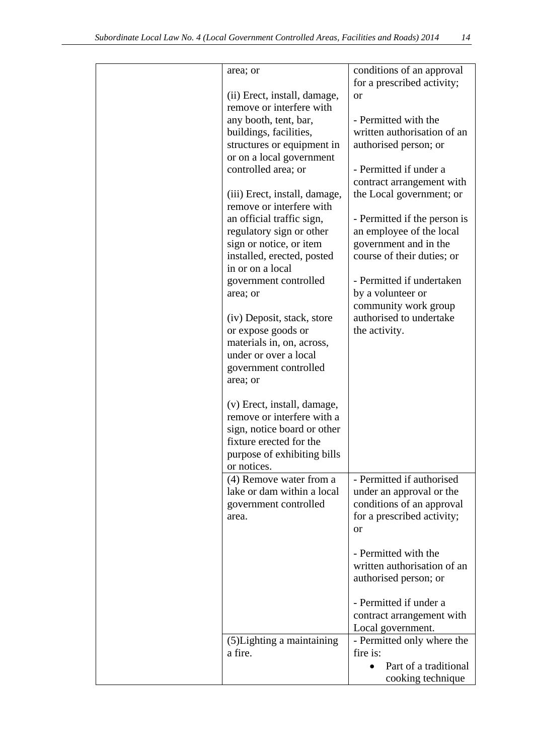| | | |
|---|---|---|
| | area; or<br><br>(ii) Erect, install, damage, remove or interfere with any booth, tent, bar, buildings, facilities, structures or equipment in or on a local government controlled area; or<br><br>(iii) Erect, install, damage, remove or interfere with an official traffic sign, regulatory sign or other sign or notice, or item installed, erected, posted in or on a local government controlled area; or<br><br>(iv) Deposit, stack, store or expose goods or materials in, on, across, under or over a local government controlled area; or<br><br>(v) Erect, install, damage, remove or interfere with a sign, notice board or other fixture erected for the purpose of exhibiting bills or notices. | conditions of an approval for a prescribed activity; or<br><br>- Permitted with the written authorisation of an authorised person; or<br><br>- Permitted if under a contract arrangement with the Local government; or<br><br>- Permitted if the person is an employee of the local government and in the course of their duties; or<br><br>- Permitted if undertaken by a volunteer or community work group authorised to undertake the activity. |
| | (4) Remove water from a lake or dam within a local government controlled area. | - Permitted if authorised under an approval or the conditions of an approval for a prescribed activity; or<br><br>- Permitted with the written authorisation of an authorised person; or<br><br>- Permitted if under a contract arrangement with Local government. |
| | (5)Lighting a maintaining a fire. | - Permitted only where the fire is:<br>• Part of a traditional cooking technique |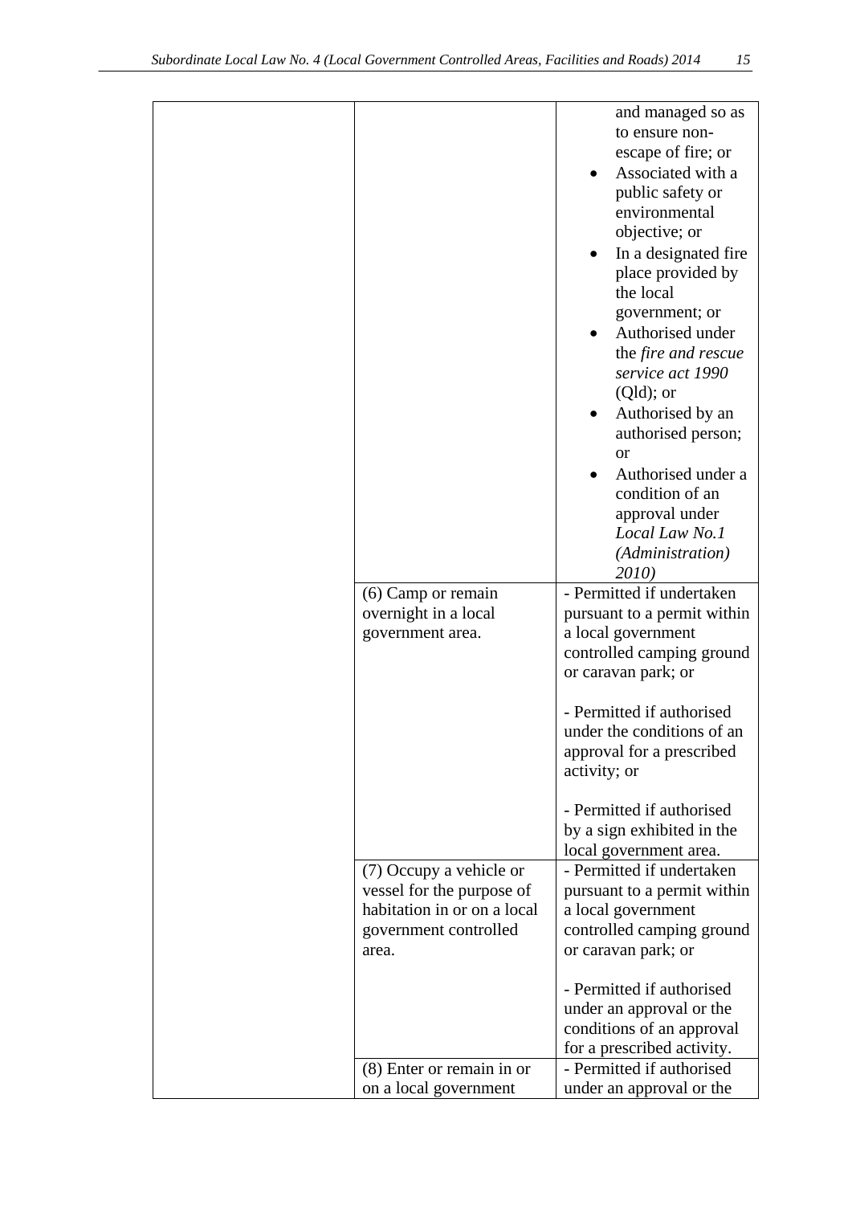| | | |
|---|---|---|
| | | and managed so as to ensure non-escape of fire; or<br>• Associated with a public safety or environmental objective; or<br>• In a designated fire place provided by the local government; or<br>• Authorised under the *fire and rescue service act 1990* (Qld); or<br>• Authorised by an authorised person; or<br>• Authorised under a condition of an approval under *Local Law No.1 (Administration) 2010)* |
| | (6) Camp or remain overnight in a local government area. | - Permitted if undertaken pursuant to a permit within a local government controlled camping ground or caravan park; or<br><br>- Permitted if authorised under the conditions of an approval for a prescribed activity; or<br><br>- Permitted if authorised by a sign exhibited in the local government area. |
| | (7) Occupy a vehicle or vessel for the purpose of habitation in or on a local government controlled area. | - Permitted if undertaken pursuant to a permit within a local government controlled camping ground or caravan park; or<br><br>- Permitted if authorised under an approval or the conditions of an approval for a prescribed activity. |
| | (8) Enter or remain in or on a local government | - Permitted if authorised under an approval or the |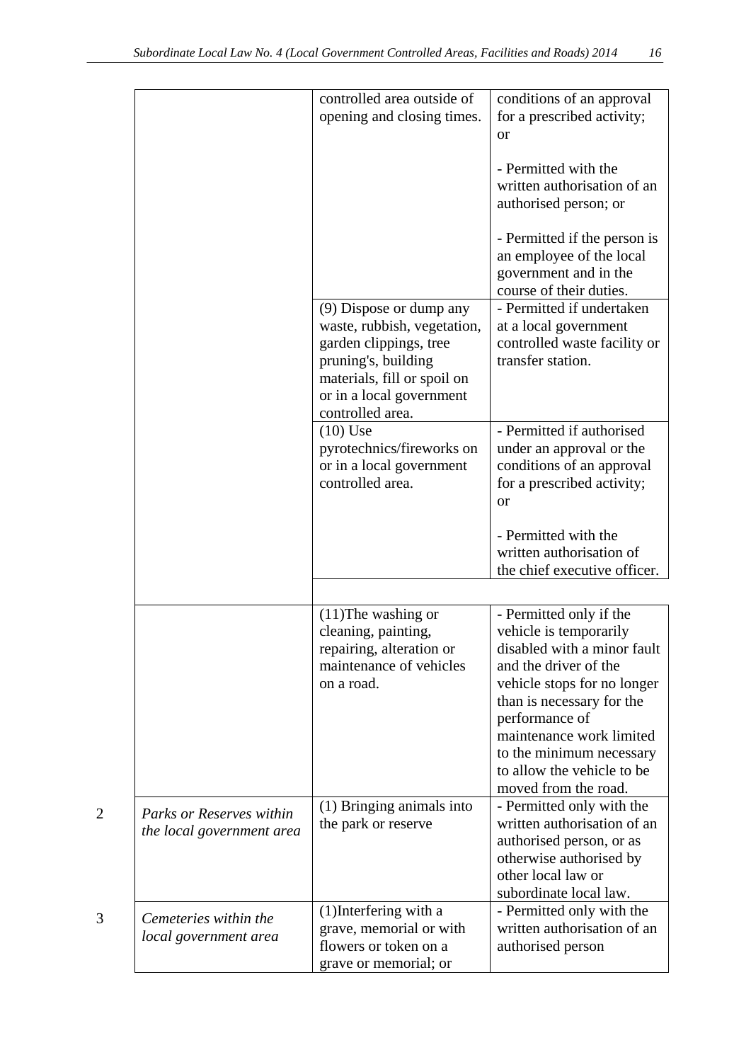| | | | |
|---|---|---|---|
| | | controlled area outside of opening and closing times. | conditions of an approval for a prescribed activity; or<br><br>- Permitted with the written authorisation of an authorised person; or<br><br>- Permitted if the person is an employee of the local government and in the course of their duties. |
| | | (9) Dispose or dump any waste, rubbish, vegetation, garden clippings, tree pruning's, building materials, fill or spoil on or in a local government controlled area. | - Permitted if undertaken at a local government controlled waste facility or transfer station. |
| | | (10) Use pyrotechnics/fireworks on or in a local government controlled area. | - Permitted if authorised under an approval or the conditions of an approval for a prescribed activity; or<br><br>- Permitted with the written authorisation of the chief executive officer. |
| | | (11)The washing or cleaning, painting, repairing, alteration or maintenance of vehicles on a road. | - Permitted only if the vehicle is temporarily disabled with a minor fault and the driver of the vehicle stops for no longer than is necessary for the performance of maintenance work limited to the minimum necessary to allow the vehicle to be moved from the road. |
| 2 | *Parks or Reserves within the local government area* | (1) Bringing animals into the park or reserve | - Permitted only with the written authorisation of an authorised person, or as otherwise authorised by other local law or subordinate local law. |
| 3 | *Cemeteries within the local government area* | (1)Interfering with a grave, memorial or with flowers or token on a grave or memorial; or | - Permitted only with the written authorisation of an authorised person |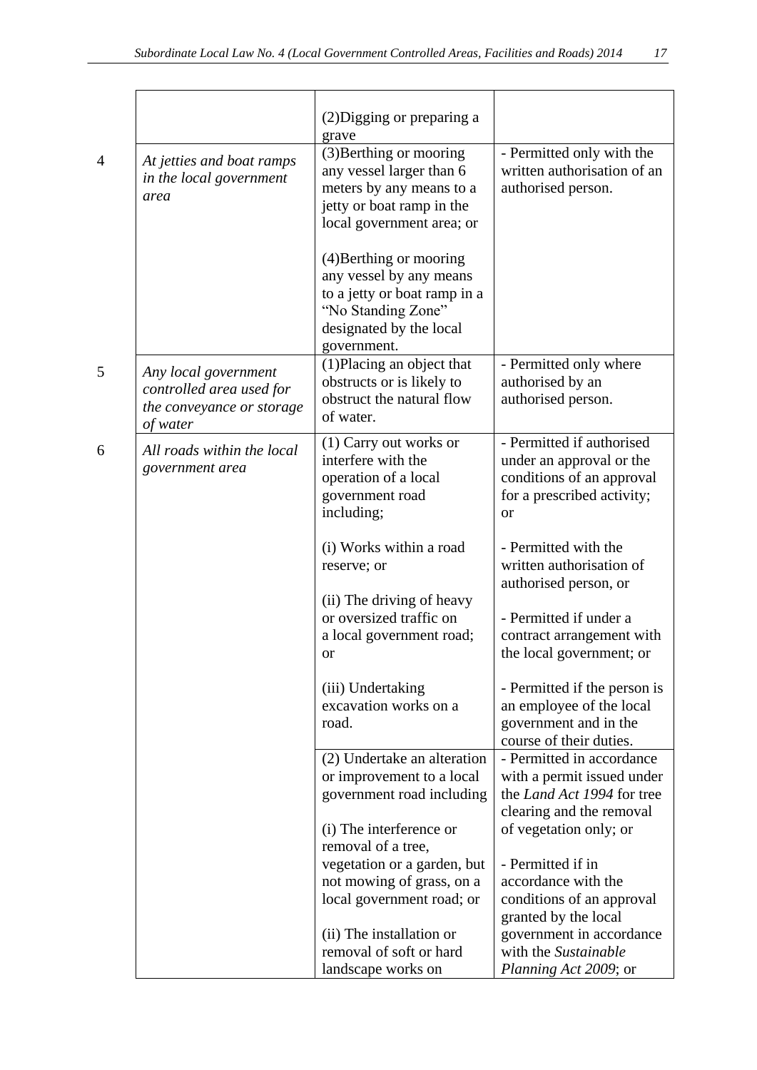| | | | |
|---|---|---|---|
| | | (2)Digging or preparing a grave | |
| 4 | *At jetties and boat ramps in the local government area* | (3)Berthing or mooring any vessel larger than 6 meters by any means to a jetty or boat ramp in the local government area; or<br><br>(4)Berthing or mooring any vessel by any means to a jetty or boat ramp in a "No Standing Zone" designated by the local government. | - Permitted only with the written authorisation of an authorised person. |
| 5 | *Any local government controlled area used for the conveyance or storage of water* | (1)Placing an object that obstructs or is likely to obstruct the natural flow of water. | - Permitted only where authorised by an authorised person. |
| 6 | *All roads within the local government area* | (1) Carry out works or interfere with the operation of a local government road including;<br><br>(i) Works within a road reserve; or<br><br>(ii) The driving of heavy or oversized traffic on a local government road; or<br><br>(iii) Undertaking excavation works on a road. | - Permitted if authorised under an approval or the conditions of an approval for a prescribed activity; or<br><br>- Permitted with the written authorisation of authorised person, or<br><br>- Permitted if under a contract arrangement with the local government; or<br><br>- Permitted if the person is an employee of the local government and in the course of their duties. |
| | | (2) Undertake an alteration or improvement to a local government road including<br><br>(i) The interference or removal of a tree, vegetation or a garden, but not mowing of grass, on a local government road; or<br><br>(ii) The installation or removal of soft or hard landscape works on | - Permitted in accordance with a permit issued under the *Land Act 1994* for tree clearing and the removal of vegetation only; or<br><br>- Permitted if in accordance with the conditions of an approval granted by the local government in accordance with the *Sustainable Planning Act 2009*; or |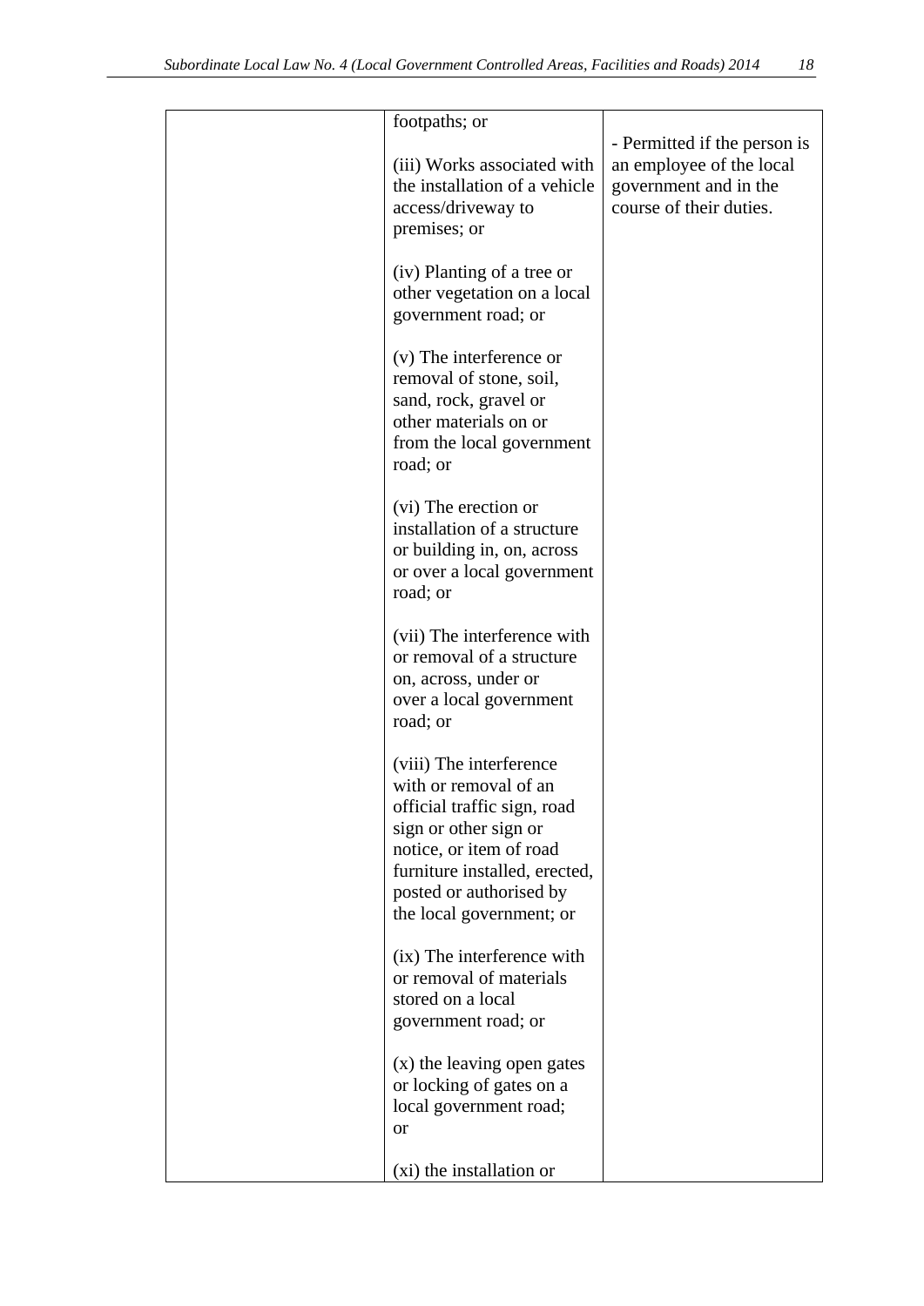| | | |
|---|---|---|
| | footpaths; or<br><br>(iii) Works associated with the installation of a vehicle access/driveway to premises; or<br><br>(iv) Planting of a tree or other vegetation on a local government road; or<br><br>(v) The interference or removal of stone, soil, sand, rock, gravel or other materials on or from the local government road; or<br><br>(vi) The erection or installation of a structure or building in, on, across or over a local government road; or<br><br>(vii) The interference with or removal of a structure on, across, under or over a local government road; or<br><br>(viii) The interference with or removal of an official traffic sign, road sign or other sign or notice, or item of road furniture installed, erected, posted or authorised by the local government; or<br><br>(ix) The interference with or removal of materials stored on a local government road; or<br><br>(x) the leaving open gates or locking of gates on a local government road; or<br><br>(xi) the installation or | - Permitted if the person is an employee of the local government and in the course of their duties. |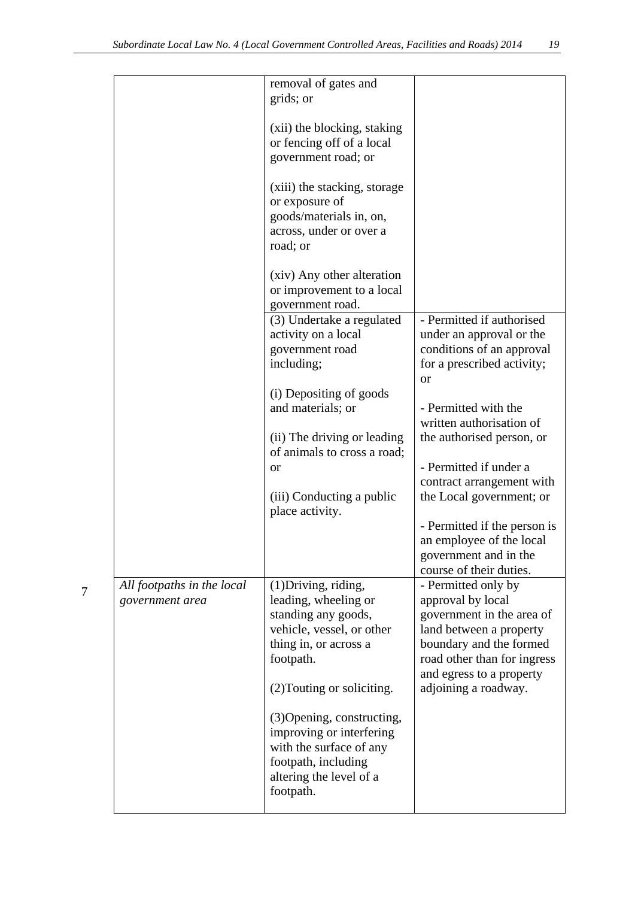| | | | |
|---|---|---|---|
| | | removal of gates and grids; or<br><br>(xii) the blocking, staking or fencing off of a local government road; or<br><br>(xiii) the stacking, storage or exposure of goods/materials in, on, across, under or over a road; or<br><br>(xiv) Any other alteration or improvement to a local government road. | |
| | | (3) Undertake a regulated activity on a local government road including;<br><br>(i) Depositing of goods and materials; or<br><br>(ii) The driving or leading of animals to cross a road; or<br><br>(iii) Conducting a public place activity. | - Permitted if authorised under an approval or the conditions of an approval for a prescribed activity; or<br><br>- Permitted with the written authorisation of the authorised person, or<br><br>- Permitted if under a contract arrangement with the Local government; or<br><br>- Permitted if the person is an employee of the local government and in the course of their duties. |
| 7 | *All footpaths in the local government area* | (1)Driving, riding, leading, wheeling or standing any goods, vehicle, vessel, or other thing in, or across a footpath.<br><br>(2)Touting or soliciting.<br><br>(3)Opening, constructing, improving or interfering with the surface of any footpath, including altering the level of a footpath. | - Permitted only by approval by local government in the area of land between a property boundary and the formed road other than for ingress and egress to a property adjoining a roadway. |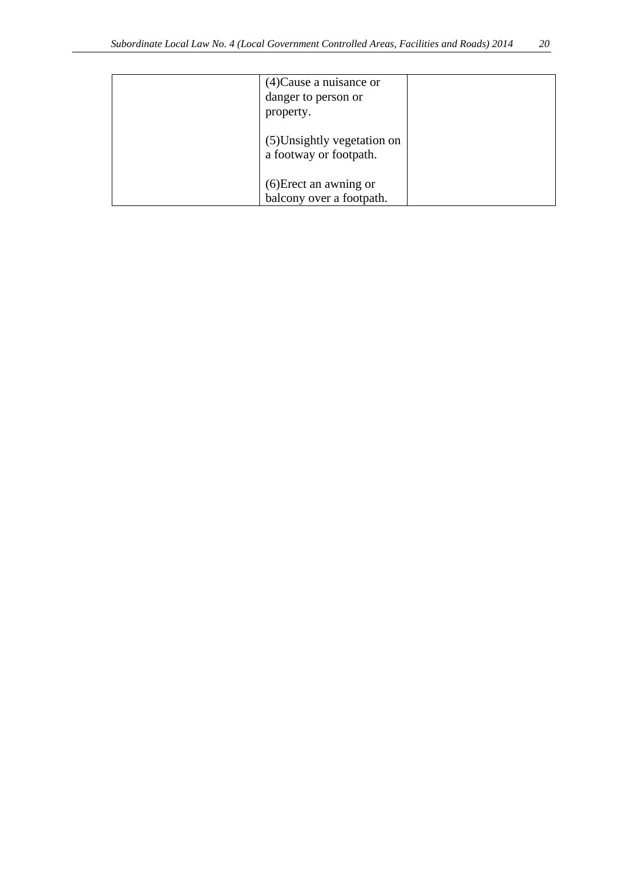| | | |
|---|---|---|
| | (4)Cause a nuisance or danger to person or property.<br><br>(5)Unsightly vegetation on a footway or footpath.<br><br>(6)Erect an awning or balcony over a footpath. | |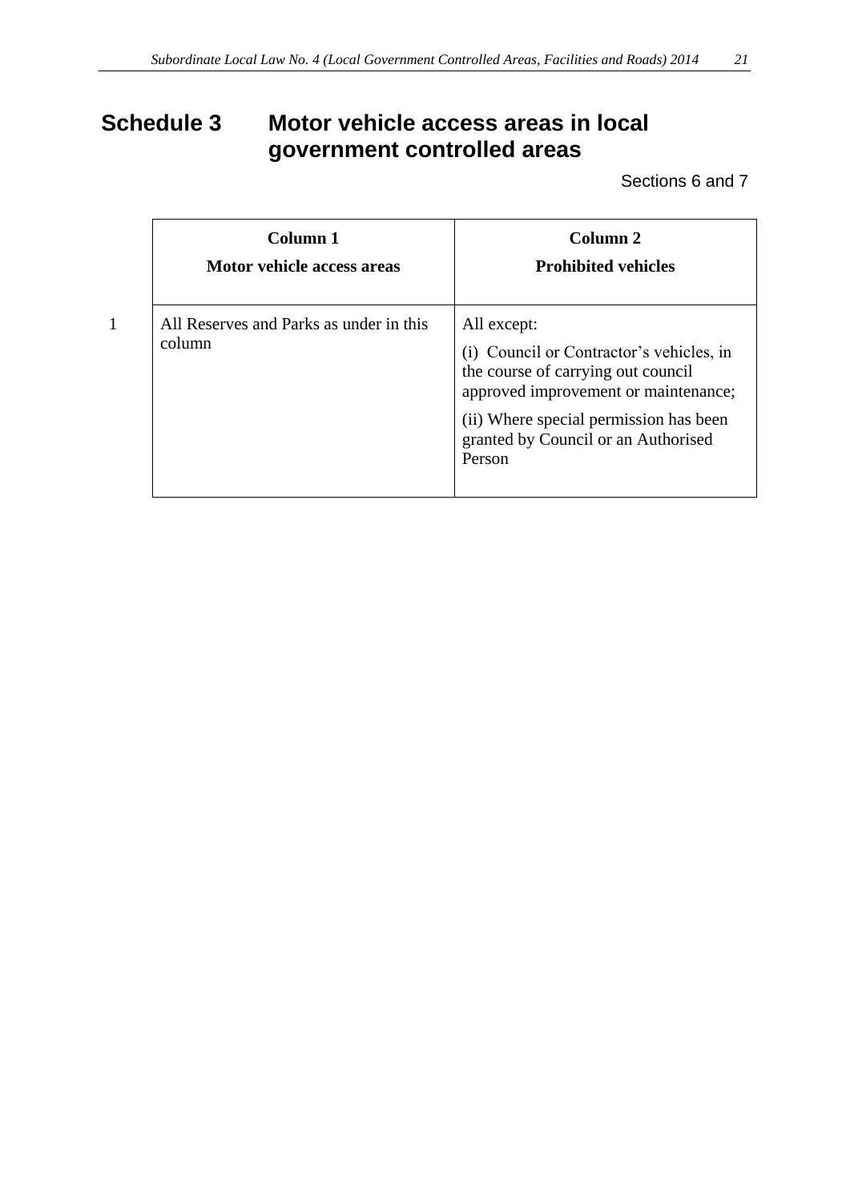# Schedule 3 Motor vehicle access areas in local government controlled areas

Sections 6 and 7

| | Column 1<br>Motor vehicle access areas | Column 2<br>Prohibited vehicles |
|---|---|---|
| 1 | All Reserves and Parks as under in this column | All except:<br>(i) Council or Contractor's vehicles, in the course of carrying out council approved improvement or maintenance;<br>(ii) Where special permission has been granted by Council or an Authorised Person |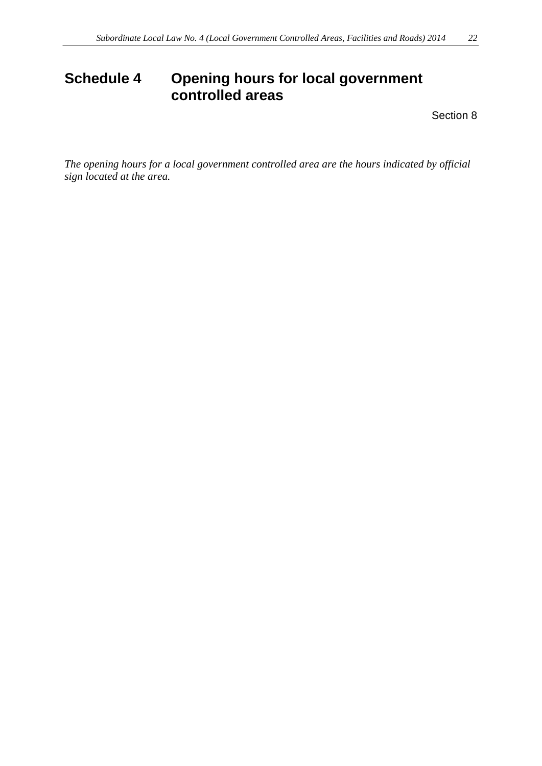# Schedule 4 Opening hours for local government controlled areas

Section 8

*The opening hours for a local government controlled area are the hours indicated by official sign located at the area.*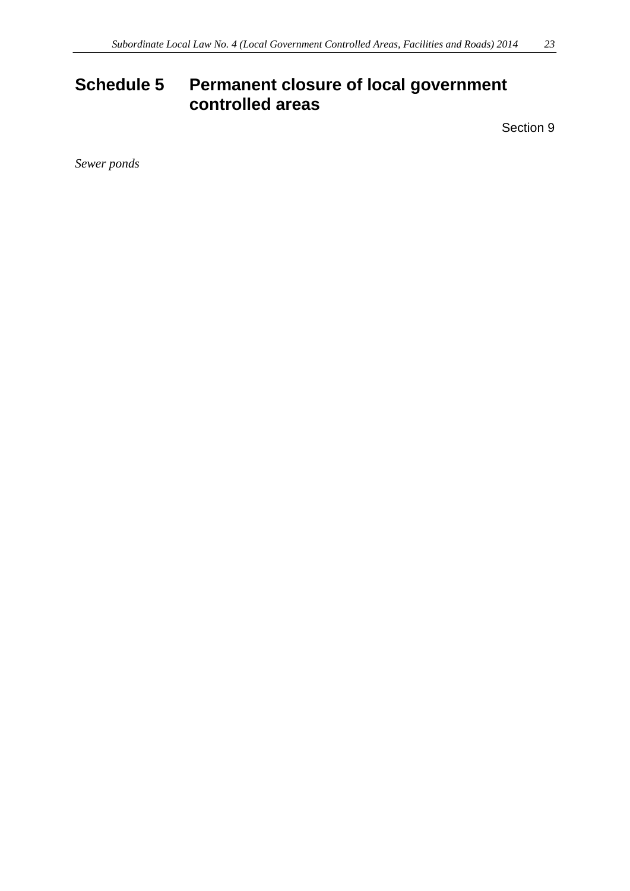# Schedule 5 Permanent closure of local government controlled areas

Section 9

*Sewer ponds*